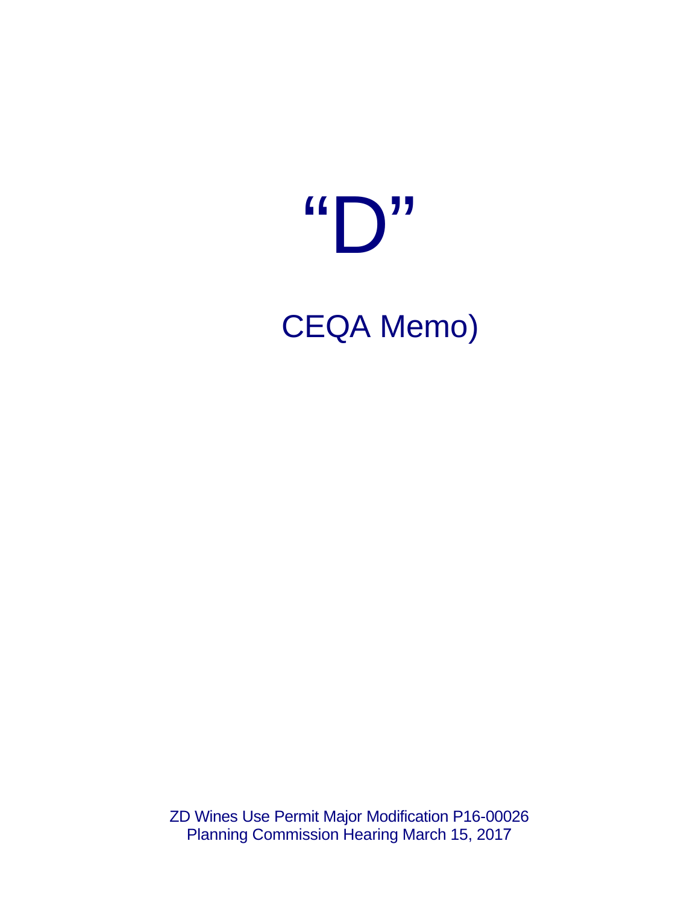# “D”

## CEQA Memo)

ZD Wines Use Permit Major Modification P16-00026
Planning Commission Hearing March 15, 2017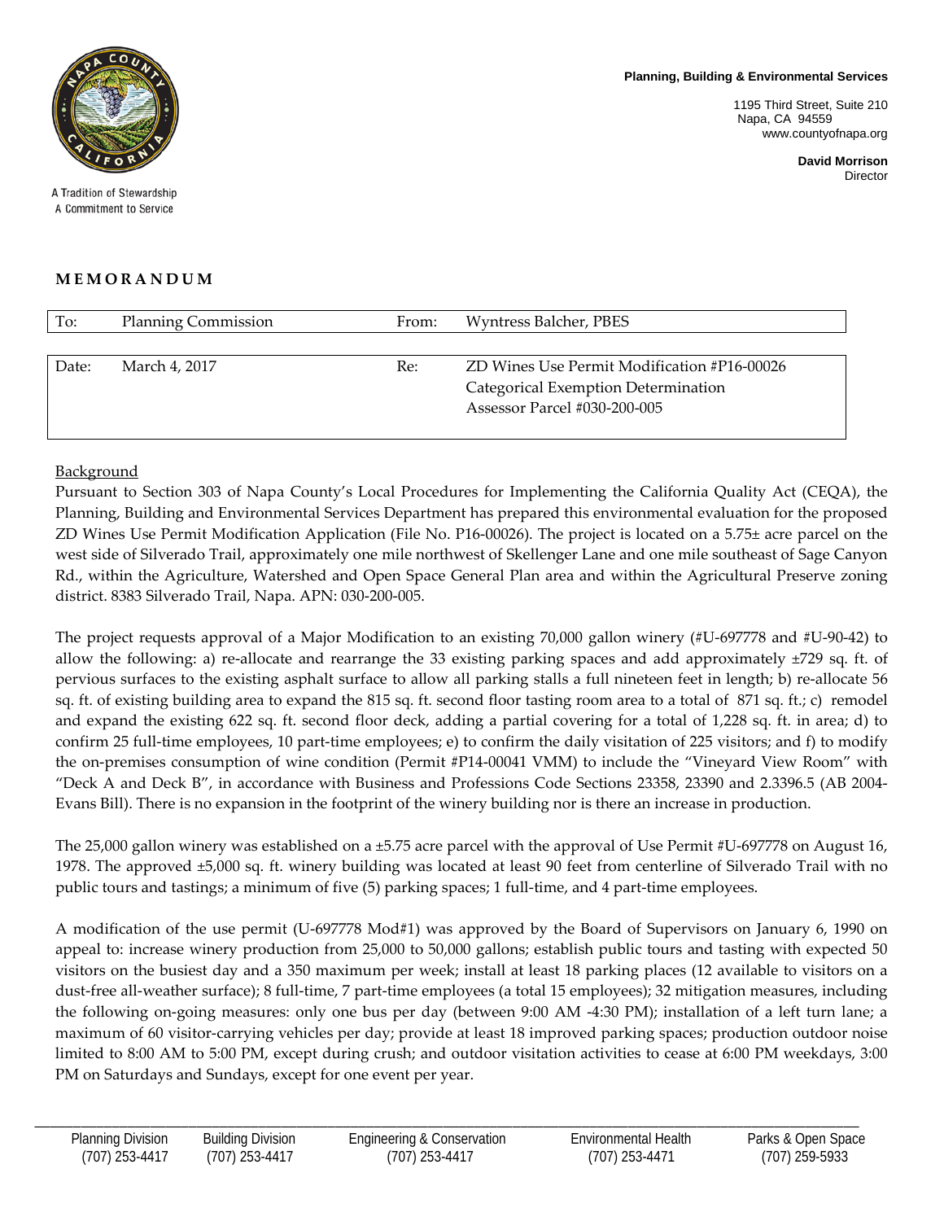A Tradition of Stewardship
A Commitment to Service

**Planning, Building & Environmental Services**

1195 Third Street, Suite 210
Napa, CA 94559
www.countyofnapa.org

**David Morrison**
Director

# MEMORANDUM

| To: | Planning Commission | From: | Wyntress Balcher, PBES |
|---|---|---|---|
| Date: | March 4, 2017 | Re: | ZD Wines Use Permit Modification #P16-00026<br>Categorical Exemption Determination<br>Assessor Parcel #030-200-005 |

Background

Pursuant to Section 303 of Napa County's Local Procedures for Implementing the California Quality Act (CEQA), the Planning, Building and Environmental Services Department has prepared this environmental evaluation for the proposed ZD Wines Use Permit Modification Application (File No. P16-00026). The project is located on a 5.75± acre parcel on the west side of Silverado Trail, approximately one mile northwest of Skellenger Lane and one mile southeast of Sage Canyon Rd., within the Agriculture, Watershed and Open Space General Plan area and within the Agricultural Preserve zoning district. 8383 Silverado Trail, Napa. APN: 030-200-005.

The project requests approval of a Major Modification to an existing 70,000 gallon winery (#U-697778 and #U-90-42) to allow the following: a) re-allocate and rearrange the 33 existing parking spaces and add approximately ±729 sq. ft. of pervious surfaces to the existing asphalt surface to allow all parking stalls a full nineteen feet in length; b) re-allocate 56 sq. ft. of existing building area to expand the 815 sq. ft. second floor tasting room area to a total of 871 sq. ft.; c) remodel and expand the existing 622 sq. ft. second floor deck, adding a partial covering for a total of 1,228 sq. ft. in area; d) to confirm 25 full-time employees, 10 part-time employees; e) to confirm the daily visitation of 225 visitors; and f) to modify the on-premises consumption of wine condition (Permit #P14-00041 VMM) to include the "Vineyard View Room" with "Deck A and Deck B", in accordance with Business and Professions Code Sections 23358, 23390 and 2.3396.5 (AB 2004-Evans Bill). There is no expansion in the footprint of the winery building nor is there an increase in production.

The 25,000 gallon winery was established on a ±5.75 acre parcel with the approval of Use Permit #U-697778 on August 16, 1978. The approved ±5,000 sq. ft. winery building was located at least 90 feet from centerline of Silverado Trail with no public tours and tastings; a minimum of five (5) parking spaces; 1 full-time, and 4 part-time employees.

A modification of the use permit (U-697778 Mod#1) was approved by the Board of Supervisors on January 6, 1990 on appeal to: increase winery production from 25,000 to 50,000 gallons; establish public tours and tasting with expected 50 visitors on the busiest day and a 350 maximum per week; install at least 18 parking places (12 available to visitors on a dust-free all-weather surface); 8 full-time, 7 part-time employees (a total 15 employees); 32 mitigation measures, including the following on-going measures: only one bus per day (between 9:00 AM -4:30 PM); installation of a left turn lane; a maximum of 60 visitor-carrying vehicles per day; provide at least 18 improved parking spaces; production outdoor noise limited to 8:00 AM to 5:00 PM, except during crush; and outdoor visitation activities to cease at 6:00 PM weekdays, 3:00 PM on Saturdays and Sundays, except for one event per year.

| Planning Division | Building Division | Engineering & Conservation | Environmental Health | Parks & Open Space |
|---|---|---|---|---|
| (707) 253-4417 | (707) 253-4417 | (707) 253-4417 | (707) 253-4471 | (707) 259-5933 |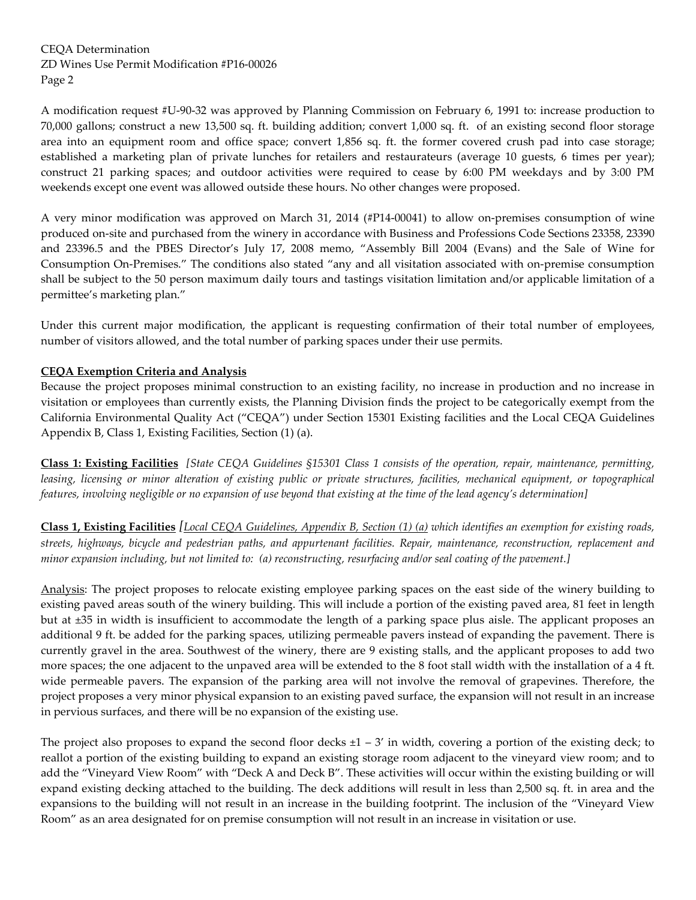A modification request #U-90-32 was approved by Planning Commission on February 6, 1991 to: increase production to 70,000 gallons; construct a new 13,500 sq. ft. building addition; convert 1,000 sq. ft. of an existing second floor storage area into an equipment room and office space; convert 1,856 sq. ft. the former covered crush pad into case storage; established a marketing plan of private lunches for retailers and restaurateurs (average 10 guests, 6 times per year); construct 21 parking spaces; and outdoor activities were required to cease by 6:00 PM weekdays and by 3:00 PM weekends except one event was allowed outside these hours. No other changes were proposed.

A very minor modification was approved on March 31, 2014 (#P14-00041) to allow on-premises consumption of wine produced on-site and purchased from the winery in accordance with Business and Professions Code Sections 23358, 23390 and 23396.5 and the PBES Director's July 17, 2008 memo, "Assembly Bill 2004 (Evans) and the Sale of Wine for Consumption On-Premises." The conditions also stated "any and all visitation associated with on-premise consumption shall be subject to the 50 person maximum daily tours and tastings visitation limitation and/or applicable limitation of a permittee's marketing plan."

Under this current major modification, the applicant is requesting confirmation of their total number of employees, number of visitors allowed, and the total number of parking spaces under their use permits.

**CEQA Exemption Criteria and Analysis**

Because the project proposes minimal construction to an existing facility, no increase in production and no increase in visitation or employees than currently exists, the Planning Division finds the project to be categorically exempt from the California Environmental Quality Act ("CEQA") under Section 15301 Existing facilities and the Local CEQA Guidelines Appendix B, Class 1, Existing Facilities, Section (1) (a).

**Class 1: Existing Facilities** *[State CEQA Guidelines §15301 Class 1 consists of the operation, repair, maintenance, permitting, leasing, licensing or minor alteration of existing public or private structures, facilities, mechanical equipment, or topographical features, involving negligible or no expansion of use beyond that existing at the time of the lead agency's determination]*

**Class 1, Existing Facilities** *[Local CEQA Guidelines, Appendix B, Section (1) (a) which identifies an exemption for existing roads, streets, highways, bicycle and pedestrian paths, and appurtenant facilities. Repair, maintenance, reconstruction, replacement and minor expansion including, but not limited to: (a) reconstructing, resurfacing and/or seal coating of the pavement.]*

Analysis: The project proposes to relocate existing employee parking spaces on the east side of the winery building to existing paved areas south of the winery building. This will include a portion of the existing paved area, 81 feet in length but at ±35 in width is insufficient to accommodate the length of a parking space plus aisle. The applicant proposes an additional 9 ft. be added for the parking spaces, utilizing permeable pavers instead of expanding the pavement. There is currently gravel in the area. Southwest of the winery, there are 9 existing stalls, and the applicant proposes to add two more spaces; the one adjacent to the unpaved area will be extended to the 8 foot stall width with the installation of a 4 ft. wide permeable pavers. The expansion of the parking area will not involve the removal of grapevines. Therefore, the project proposes a very minor physical expansion to an existing paved surface, the expansion will not result in an increase in pervious surfaces, and there will be no expansion of the existing use.

The project also proposes to expand the second floor decks ±1 – 3' in width, covering a portion of the existing deck; to reallot a portion of the existing building to expand an existing storage room adjacent to the vineyard view room; and to add the "Vineyard View Room" with "Deck A and Deck B". These activities will occur within the existing building or will expand existing decking attached to the building. The deck additions will result in less than 2,500 sq. ft. in area and the expansions to the building will not result in an increase in the building footprint. The inclusion of the "Vineyard View Room" as an area designated for on premise consumption will not result in an increase in visitation or use.